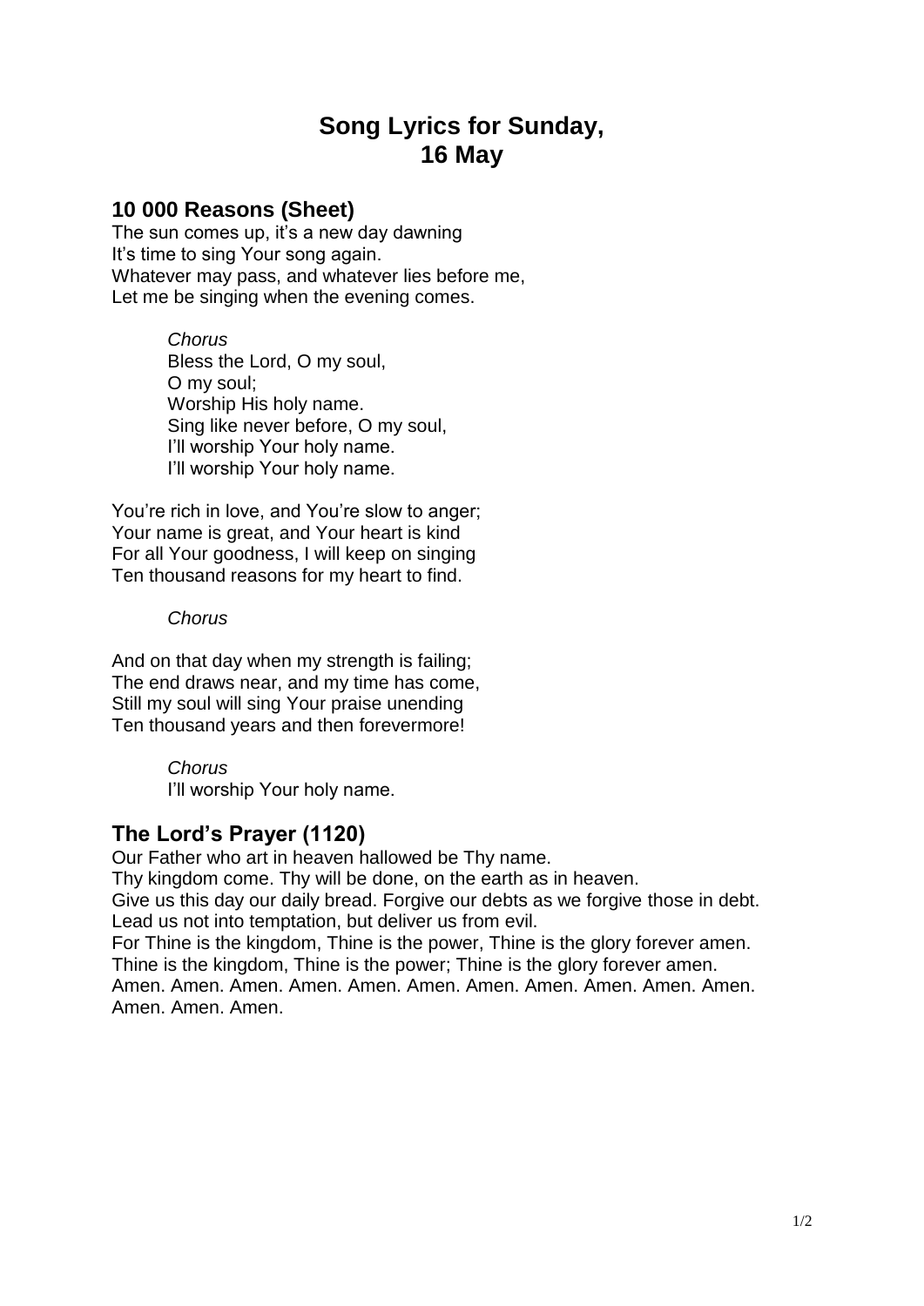# Song Lyrics for Sunday, 16 May

## 10 000 Reasons (Sheet)

The sun comes up, it's a new day dawning
It's time to sing Your song again.
Whatever may pass, and whatever lies before me,
Let me be singing when the evening comes.

> *Chorus*
> Bless the Lord, O my soul,
> O my soul;
> Worship His holy name.
> Sing like never before, O my soul,
> I'll worship Your holy name.
> I'll worship Your holy name.

You're rich in love, and You're slow to anger;
Your name is great, and Your heart is kind
For all Your goodness, I will keep on singing
Ten thousand reasons for my heart to find.

> *Chorus*

And on that day when my strength is failing;
The end draws near, and my time has come,
Still my soul will sing Your praise unending
Ten thousand years and then forevermore!

> *Chorus*
> I'll worship Your holy name.

## The Lord's Prayer (1120)

Our Father who art in heaven hallowed be Thy name.
Thy kingdom come. Thy will be done, on the earth as in heaven.
Give us this day our daily bread. Forgive our debts as we forgive those in debt.
Lead us not into temptation, but deliver us from evil.
For Thine is the kingdom, Thine is the power, Thine is the glory forever amen.
Thine is the kingdom, Thine is the power; Thine is the glory forever amen.
Amen. Amen. Amen. Amen. Amen. Amen. Amen. Amen. Amen. Amen. Amen. Amen. Amen. Amen.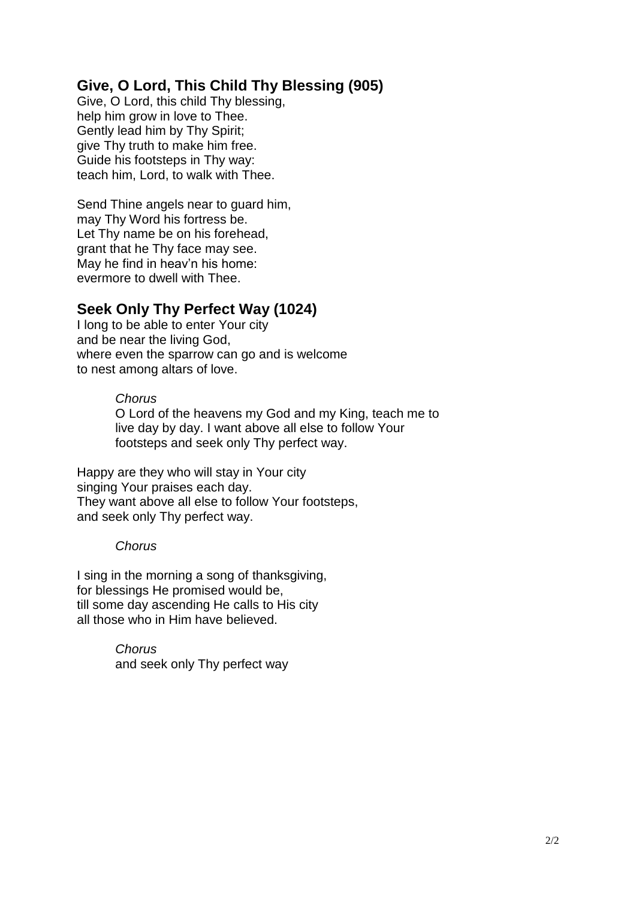## Give, O Lord, This Child Thy Blessing (905)

Give, O Lord, this child Thy blessing,
help him grow in love to Thee.
Gently lead him by Thy Spirit;
give Thy truth to make him free.
Guide his footsteps in Thy way:
teach him, Lord, to walk with Thee.

Send Thine angels near to guard him,
may Thy Word his fortress be.
Let Thy name be on his forehead,
grant that he Thy face may see.
May he find in heav'n his home:
evermore to dwell with Thee.

## Seek Only Thy Perfect Way (1024)

I long to be able to enter Your city
and be near the living God,
where even the sparrow can go and is welcome
to nest among altars of love.

> *Chorus*
> O Lord of the heavens my God and my King, teach me to live day by day. I want above all else to follow Your footsteps and seek only Thy perfect way.

Happy are they who will stay in Your city
singing Your praises each day.
They want above all else to follow Your footsteps,
and seek only Thy perfect way.

> *Chorus*

I sing in the morning a song of thanksgiving,
for blessings He promised would be,
till some day ascending He calls to His city
all those who in Him have believed.

> *Chorus*
> and seek only Thy perfect way